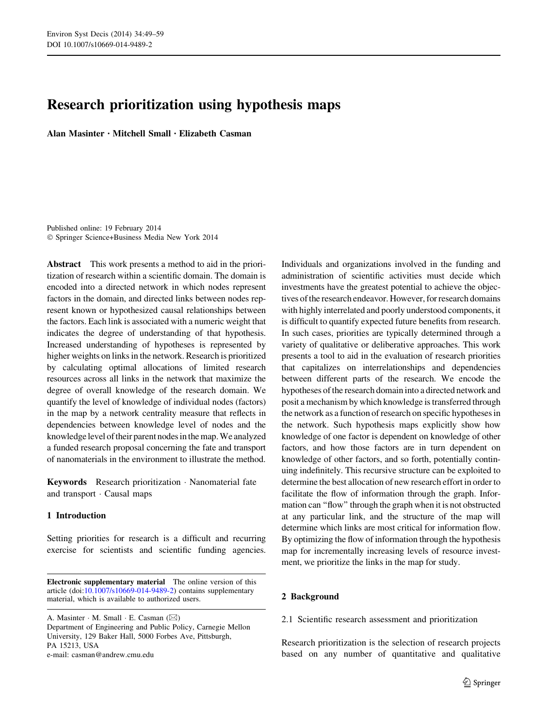# Research prioritization using hypothesis maps

**Alan Masinter · Mitchell Small · Elizabeth Casman**

Published online: 19 February 2014
© Springer Science+Business Media New York 2014

**Abstract** This work presents a method to aid in the prioritization of research within a scientific domain. The domain is encoded into a directed network in which nodes represent factors in the domain, and directed links between nodes represent known or hypothesized causal relationships between the factors. Each link is associated with a numeric weight that indicates the degree of understanding of that hypothesis. Increased understanding of hypotheses is represented by higher weights on links in the network. Research is prioritized by calculating optimal allocations of limited research resources across all links in the network that maximize the degree of overall knowledge of the research domain. We quantify the level of knowledge of individual nodes (factors) in the map by a network centrality measure that reflects in dependencies between knowledge level of nodes and the knowledge level of their parent nodes in the map. We analyzed a funded research proposal concerning the fate and transport of nanomaterials in the environment to illustrate the method.

**Keywords** Research prioritization · Nanomaterial fate and transport · Causal maps

## 1 Introduction

Setting priorities for research is a difficult and recurring exercise for scientists and scientific funding agencies. Individuals and organizations involved in the funding and administration of scientific activities must decide which investments have the greatest potential to achieve the objectives of the research endeavor. However, for research domains with highly interrelated and poorly understood components, it is difficult to quantify expected future benefits from research. In such cases, priorities are typically determined through a variety of qualitative or deliberative approaches. This work presents a tool to aid in the evaluation of research priorities that capitalizes on interrelationships and dependencies between different parts of the research. We encode the hypotheses of the research domain into a directed network and posit a mechanism by which knowledge is transferred through the network as a function of research on specific hypotheses in the network. Such hypothesis maps explicitly show how knowledge of one factor is dependent on knowledge of other factors, and how those factors are in turn dependent on knowledge of other factors, and so forth, potentially continuing indefinitely. This recursive structure can be exploited to determine the best allocation of new research effort in order to facilitate the flow of information through the graph. Information can "flow" through the graph when it is not obstructed at any particular link, and the structure of the map will determine which links are most critical for information flow. By optimizing the flow of information through the hypothesis map for incrementally increasing levels of resource investment, we prioritize the links in the map for study.

**Electronic supplementary material** The online version of this article (doi:10.1007/s10669-014-9489-2) contains supplementary material, which is available to authorized users.

A. Masinter · M. Small · E. Casman (✉)
Department of Engineering and Public Policy, Carnegie Mellon University, 129 Baker Hall, 5000 Forbes Ave, Pittsburgh, PA 15213, USA
e-mail: casman@andrew.cmu.edu

## 2 Background

### 2.1 Scientific research assessment and prioritization

Research prioritization is the selection of research projects based on any number of quantitative and qualitative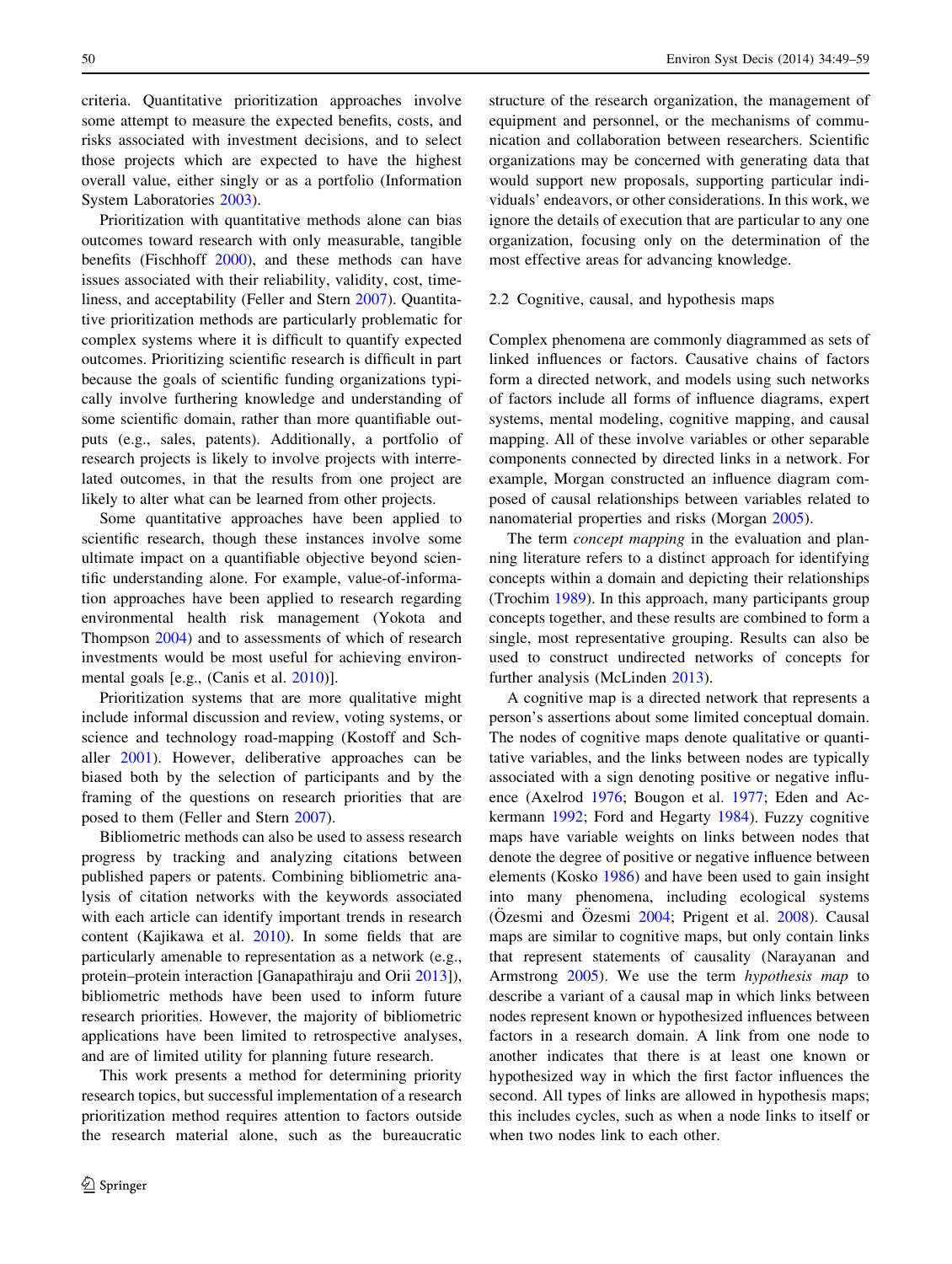criteria. Quantitative prioritization approaches involve some attempt to measure the expected benefits, costs, and risks associated with investment decisions, and to select those projects which are expected to have the highest overall value, either singly or as a portfolio (Information System Laboratories 2003).

Prioritization with quantitative methods alone can bias outcomes toward research with only measurable, tangible benefits (Fischhoff 2000), and these methods can have issues associated with their reliability, validity, cost, timeliness, and acceptability (Feller and Stern 2007). Quantitative prioritization methods are particularly problematic for complex systems where it is difficult to quantify expected outcomes. Prioritizing scientific research is difficult in part because the goals of scientific funding organizations typically involve furthering knowledge and understanding of some scientific domain, rather than more quantifiable outputs (e.g., sales, patents). Additionally, a portfolio of research projects is likely to involve projects with interrelated outcomes, in that the results from one project are likely to alter what can be learned from other projects.

Some quantitative approaches have been applied to scientific research, though these instances involve some ultimate impact on a quantifiable objective beyond scientific understanding alone. For example, value-of-information approaches have been applied to research regarding environmental health risk management (Yokota and Thompson 2004) and to assessments of which of research investments would be most useful for achieving environmental goals [e.g., (Canis et al. 2010)].

Prioritization systems that are more qualitative might include informal discussion and review, voting systems, or science and technology road-mapping (Kostoff and Schaller 2001). However, deliberative approaches can be biased both by the selection of participants and by the framing of the questions on research priorities that are posed to them (Feller and Stern 2007).

Bibliometric methods can also be used to assess research progress by tracking and analyzing citations between published papers or patents. Combining bibliometric analysis of citation networks with the keywords associated with each article can identify important trends in research content (Kajikawa et al. 2010). In some fields that are particularly amenable to representation as a network (e.g., protein–protein interaction [Ganapathiraju and Orii 2013]), bibliometric methods have been used to inform future research priorities. However, the majority of bibliometric applications have been limited to retrospective analyses, and are of limited utility for planning future research.

This work presents a method for determining priority research topics, but successful implementation of a research prioritization method requires attention to factors outside the research material alone, such as the bureaucratic structure of the research organization, the management of equipment and personnel, or the mechanisms of communication and collaboration between researchers. Scientific organizations may be concerned with generating data that would support new proposals, supporting particular individuals' endeavors, or other considerations. In this work, we ignore the details of execution that are particular to any one organization, focusing only on the determination of the most effective areas for advancing knowledge.

### 2.2 Cognitive, causal, and hypothesis maps

Complex phenomena are commonly diagrammed as sets of linked influences or factors. Causative chains of factors form a directed network, and models using such networks of factors include all forms of influence diagrams, expert systems, mental modeling, cognitive mapping, and causal mapping. All of these involve variables or other separable components connected by directed links in a network. For example, Morgan constructed an influence diagram composed of causal relationships between variables related to nanomaterial properties and risks (Morgan 2005).

The term *concept mapping* in the evaluation and planning literature refers to a distinct approach for identifying concepts within a domain and depicting their relationships (Trochim 1989). In this approach, many participants group concepts together, and these results are combined to form a single, most representative grouping. Results can also be used to construct undirected networks of concepts for further analysis (McLinden 2013).

A cognitive map is a directed network that represents a person's assertions about some limited conceptual domain. The nodes of cognitive maps denote qualitative or quantitative variables, and the links between nodes are typically associated with a sign denoting positive or negative influence (Axelrod 1976; Bougon et al. 1977; Eden and Ackermann 1992; Ford and Hegarty 1984). Fuzzy cognitive maps have variable weights on links between nodes that denote the degree of positive or negative influence between elements (Kosko 1986) and have been used to gain insight into many phenomena, including ecological systems (Özesmi and Özesmi 2004; Prigent et al. 2008). Causal maps are similar to cognitive maps, but only contain links that represent statements of causality (Narayanan and Armstrong 2005). We use the term *hypothesis map* to describe a variant of a causal map in which links between nodes represent known or hypothesized influences between factors in a research domain. A link from one node to another indicates that there is at least one known or hypothesized way in which the first factor influences the second. All types of links are allowed in hypothesis maps; this includes cycles, such as when a node links to itself or when two nodes link to each other.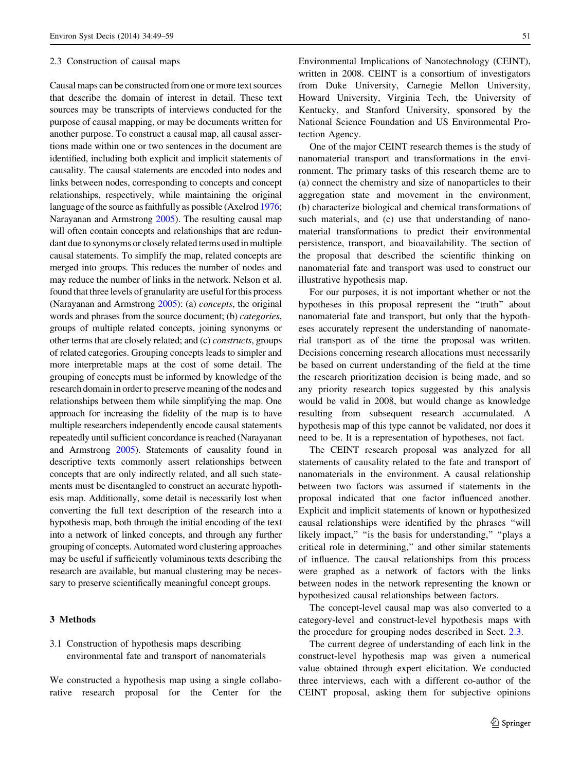### 2.3 Construction of causal maps

Causal maps can be constructed from one or more text sources that describe the domain of interest in detail. These text sources may be transcripts of interviews conducted for the purpose of causal mapping, or may be documents written for another purpose. To construct a causal map, all causal assertions made within one or two sentences in the document are identified, including both explicit and implicit statements of causality. The causal statements are encoded into nodes and links between nodes, corresponding to concepts and concept relationships, respectively, while maintaining the original language of the source as faithfully as possible (Axelrod 1976; Narayanan and Armstrong 2005). The resulting causal map will often contain concepts and relationships that are redundant due to synonyms or closely related terms used in multiple causal statements. To simplify the map, related concepts are merged into groups. This reduces the number of nodes and may reduce the number of links in the network. Nelson et al. found that three levels of granularity are useful for this process (Narayanan and Armstrong 2005): (a) *concepts*, the original words and phrases from the source document; (b) *categories*, groups of multiple related concepts, joining synonyms or other terms that are closely related; and (c) *constructs*, groups of related categories. Grouping concepts leads to simpler and more interpretable maps at the cost of some detail. The grouping of concepts must be informed by knowledge of the research domain in order to preserve meaning of the nodes and relationships between them while simplifying the map. One approach for increasing the fidelity of the map is to have multiple researchers independently encode causal statements repeatedly until sufficient concordance is reached (Narayanan and Armstrong 2005). Statements of causality found in descriptive texts commonly assert relationships between concepts that are only indirectly related, and all such statements must be disentangled to construct an accurate hypothesis map. Additionally, some detail is necessarily lost when converting the full text description of the research into a hypothesis map, both through the initial encoding of the text into a network of linked concepts, and through any further grouping of concepts. Automated word clustering approaches may be useful if sufficiently voluminous texts describing the research are available, but manual clustering may be necessary to preserve scientifically meaningful concept groups.

## 3 Methods

### 3.1 Construction of hypothesis maps describing environmental fate and transport of nanomaterials

We constructed a hypothesis map using a single collaborative research proposal for the Center for the Environmental Implications of Nanotechnology (CEINT), written in 2008. CEINT is a consortium of investigators from Duke University, Carnegie Mellon University, Howard University, Virginia Tech, the University of Kentucky, and Stanford University, sponsored by the National Science Foundation and US Environmental Protection Agency.

One of the major CEINT research themes is the study of nanomaterial transport and transformations in the environment. The primary tasks of this research theme are to (a) connect the chemistry and size of nanoparticles to their aggregation state and movement in the environment, (b) characterize biological and chemical transformations of such materials, and (c) use that understanding of nanomaterial transformations to predict their environmental persistence, transport, and bioavailability. The section of the proposal that described the scientific thinking on nanomaterial fate and transport was used to construct our illustrative hypothesis map.

For our purposes, it is not important whether or not the hypotheses in this proposal represent the "truth" about nanomaterial fate and transport, but only that the hypotheses accurately represent the understanding of nanomaterial transport as of the time the proposal was written. Decisions concerning research allocations must necessarily be based on current understanding of the field at the time the research prioritization decision is being made, and so any priority research topics suggested by this analysis would be valid in 2008, but would change as knowledge resulting from subsequent research accumulated. A hypothesis map of this type cannot be validated, nor does it need to be. It is a representation of hypotheses, not fact.

The CEINT research proposal was analyzed for all statements of causality related to the fate and transport of nanomaterials in the environment. A causal relationship between two factors was assumed if statements in the proposal indicated that one factor influenced another. Explicit and implicit statements of known or hypothesized causal relationships were identified by the phrases "will likely impact," "is the basis for understanding," "plays a critical role in determining," and other similar statements of influence. The causal relationships from this process were graphed as a network of factors with the links between nodes in the network representing the known or hypothesized causal relationships between factors.

The concept-level causal map was also converted to a category-level and construct-level hypothesis maps with the procedure for grouping nodes described in Sect. 2.3.

The current degree of understanding of each link in the construct-level hypothesis map was given a numerical value obtained through expert elicitation. We conducted three interviews, each with a different co-author of the CEINT proposal, asking them for subjective opinions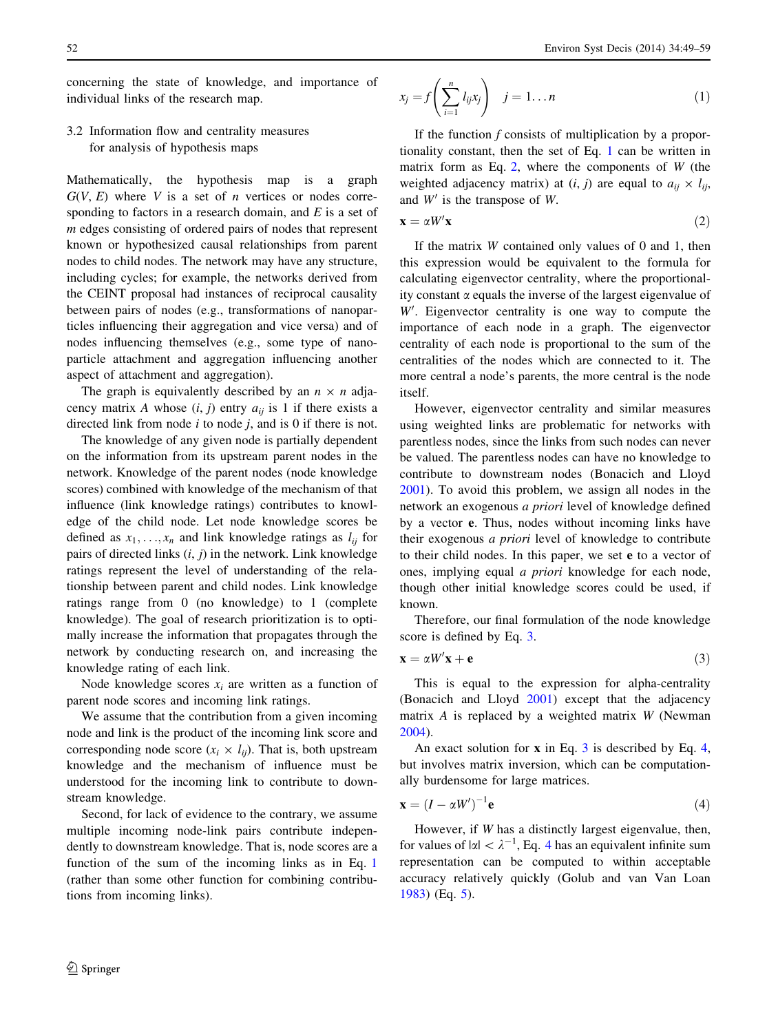concerning the state of knowledge, and importance of individual links of the research map.

### 3.2 Information flow and centrality measures for analysis of hypothesis maps

Mathematically, the hypothesis map is a graph $G(V, E)$ where $V$ is a set of $n$ vertices or nodes corresponding to factors in a research domain, and $E$ is a set of $m$ edges consisting of ordered pairs of nodes that represent known or hypothesized causal relationships from parent nodes to child nodes. The network may have any structure, including cycles; for example, the networks derived from the CEINT proposal had instances of reciprocal causality between pairs of nodes (e.g., transformations of nanoparticles influencing their aggregation and vice versa) and of nodes influencing themselves (e.g., some type of nanoparticle attachment and aggregation influencing another aspect of attachment and aggregation).

The graph is equivalently described by an $n \times n$ adjacency matrix $A$ whose $(i, j)$ entry $a_{ij}$ is 1 if there exists a directed link from node $i$ to node $j$, and is 0 if there is not.

The knowledge of any given node is partially dependent on the information from its upstream parent nodes in the network. Knowledge of the parent nodes (node knowledge scores) combined with knowledge of the mechanism of that influence (link knowledge ratings) contributes to knowledge of the child node. Let node knowledge scores be defined as $x_1, \ldots, x_n$ and link knowledge ratings as $l_{ij}$ for pairs of directed links $(i, j)$ in the network. Link knowledge ratings represent the level of understanding of the relationship between parent and child nodes. Link knowledge ratings range from 0 (no knowledge) to 1 (complete knowledge). The goal of research prioritization is to optimally increase the information that propagates through the network by conducting research on, and increasing the knowledge rating of each link.

Node knowledge scores $x_i$ are written as a function of parent node scores and incoming link ratings.

We assume that the contribution from a given incoming node and link is the product of the incoming link score and corresponding node score ($x_i \times l_{ij}$). That is, both upstream knowledge and the mechanism of influence must be understood for the incoming link to contribute to downstream knowledge.

Second, for lack of evidence to the contrary, we assume multiple incoming node-link pairs contribute independently to downstream knowledge. That is, node scores are a function of the sum of the incoming links as in Eq. 1 (rather than some other function for combining contributions from incoming links).

$$x_j = f\left(\sum_{i=1}^{n} l_{ij} x_j\right) \quad j = 1 \ldots n \tag{1}$$

If the function $f$ consists of multiplication by a proportionality constant, then the set of Eq. 1 can be written in matrix form as Eq. 2, where the components of $W$ (the weighted adjacency matrix) at $(i, j)$ are equal to $a_{ij} \times l_{ij}$, and $W'$ is the transpose of $W$.

$$\mathbf{x} = \alpha W' \mathbf{x} \tag{2}$$

If the matrix $W$ contained only values of 0 and 1, then this expression would be equivalent to the formula for calculating eigenvector centrality, where the proportionality constant $\alpha$ equals the inverse of the largest eigenvalue of $W'$. Eigenvector centrality is one way to compute the importance of each node in a graph. The eigenvector centrality of each node is proportional to the sum of the centralities of the nodes which are connected to it. The more central a node's parents, the more central is the node itself.

However, eigenvector centrality and similar measures using weighted links are problematic for networks with parentless nodes, since the links from such nodes can never be valued. The parentless nodes can have no knowledge to contribute to downstream nodes (Bonacich and Lloyd 2001). To avoid this problem, we assign all nodes in the network an exogenous *a priori* level of knowledge defined by a vector $\mathbf{e}$. Thus, nodes without incoming links have their exogenous *a priori* level of knowledge to contribute to their child nodes. In this paper, we set $\mathbf{e}$ to a vector of ones, implying equal *a priori* knowledge for each node, though other initial knowledge scores could be used, if known.

Therefore, our final formulation of the node knowledge score is defined by Eq. 3.

$$\mathbf{x} = \alpha W' \mathbf{x} + \mathbf{e} \tag{3}$$

This is equal to the expression for alpha-centrality (Bonacich and Lloyd 2001) except that the adjacency matrix $A$ is replaced by a weighted matrix $W$ (Newman 2004).

An exact solution for $\mathbf{x}$ in Eq. 3 is described by Eq. 4, but involves matrix inversion, which can be computationally burdensome for large matrices.

$$\mathbf{x} = (I - \alpha W')^{-1} \mathbf{e} \tag{4}$$

However, if $W$ has a distinctly largest eigenvalue, then, for values of $|\alpha| < \lambda^{-1}$, Eq. 4 has an equivalent infinite sum representation can be computed to within acceptable accuracy relatively quickly (Golub and van Van Loan 1983) (Eq. 5).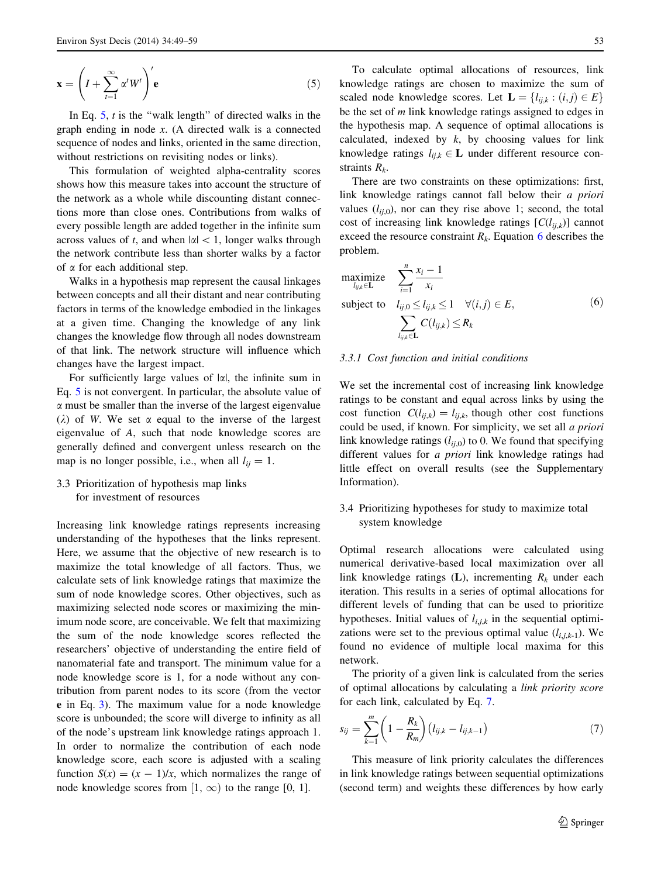$$\mathbf{x} = \left( I + \sum_{t=1}^{\infty} \alpha^t W^t \right)' \mathbf{e} \tag{5}$$

In Eq. 5, $t$ is the "walk length" of directed walks in the graph ending in node $x$. (A directed walk is a connected sequence of nodes and links, oriented in the same direction, without restrictions on revisiting nodes or links).

This formulation of weighted alpha-centrality scores shows how this measure takes into account the structure of the network as a whole while discounting distant connections more than close ones. Contributions from walks of every possible length are added together in the infinite sum across values of $t$, and when $|\alpha| < 1$, longer walks through the network contribute less than shorter walks by a factor of $\alpha$ for each additional step.

Walks in a hypothesis map represent the causal linkages between concepts and all their distant and near contributing factors in terms of the knowledge embodied in the linkages at a given time. Changing the knowledge of any link changes the knowledge flow through all nodes downstream of that link. The network structure will influence which changes have the largest impact.

For sufficiently large values of $|\alpha|$, the infinite sum in Eq. 5 is not convergent. In particular, the absolute value of $\alpha$ must be smaller than the inverse of the largest eigenvalue ($\lambda$) of $W$. We set $\alpha$ equal to the inverse of the largest eigenvalue of $A$, such that node knowledge scores are generally defined and convergent unless research on the map is no longer possible, i.e., when all $l_{ij} = 1$.

### 3.3 Prioritization of hypothesis map links for investment of resources

Increasing link knowledge ratings represents increasing understanding of the hypotheses that the links represent. Here, we assume that the objective of new research is to maximize the total knowledge of all factors. Thus, we calculate sets of link knowledge ratings that maximize the sum of node knowledge scores. Other objectives, such as maximizing selected node scores or maximizing the minimum node score, are conceivable. We felt that maximizing the sum of the node knowledge scores reflected the researchers' objective of understanding the entire field of nanomaterial fate and transport. The minimum value for a node knowledge score is 1, for a node without any contribution from parent nodes to its score (from the vector $\mathbf{e}$ in Eq. 3). The maximum value for a node knowledge score is unbounded; the score will diverge to infinity as all of the node's upstream link knowledge ratings approach 1. In order to normalize the contribution of each node knowledge score, each score is adjusted with a scaling function $S(x) = (x - 1)/x$, which normalizes the range of node knowledge scores from $[1, \infty)$ to the range $[0, 1]$.

To calculate optimal allocations of resources, link knowledge ratings are chosen to maximize the sum of scaled node knowledge scores. Let $\mathbf{L} = \{l_{ij,k} : (i,j) \in E\}$ be the set of $m$ link knowledge ratings assigned to edges in the hypothesis map. A sequence of optimal allocations is calculated, indexed by $k$, by choosing values for link knowledge ratings $l_{ij,k} \in \mathbf{L}$ under different resource constraints $R_k$.

There are two constraints on these optimizations: first, link knowledge ratings cannot fall below their *a priori* values ($l_{ij,0}$), nor can they rise above 1; second, the total cost of increasing link knowledge ratings $[C(l_{ij,k})]$ cannot exceed the resource constraint $R_k$. Equation 6 describes the problem.

$$\begin{aligned} \underset{l_{ij,k} \in \mathbf{L}}{\text{maximize}} \quad & \sum_{i=1}^{n} \frac{x_i - 1}{x_i} \\ \text{subject to} \quad & l_{ij,0} \le l_{ij,k} \le 1 \quad \forall (i,j) \in E, \\ & \sum_{l_{ij,k} \in \mathbf{L}} C(l_{ij,k}) \le R_k \end{aligned} \tag{6}$$

#### 3.3.1 Cost function and initial conditions

We set the incremental cost of increasing link knowledge ratings to be constant and equal across links by using the cost function $C(l_{ij,k}) = l_{ij,k}$, though other cost functions could be used, if known. For simplicity, we set all *a priori* link knowledge ratings ($l_{ij,0}$) to 0. We found that specifying different values for *a priori* link knowledge ratings had little effect on overall results (see the Supplementary Information).

### 3.4 Prioritizing hypotheses for study to maximize total system knowledge

Optimal research allocations were calculated using numerical derivative-based local maximization over all link knowledge ratings ($\mathbf{L}$), incrementing $R_k$ under each iteration. This results in a series of optimal allocations for different levels of funding that can be used to prioritize hypotheses. Initial values of $l_{i,j,k}$ in the sequential optimizations were set to the previous optimal value ($l_{i,j,k-1}$). We found no evidence of multiple local maxima for this network.

The priority of a given link is calculated from the series of optimal allocations by calculating a *link priority score* for each link, calculated by Eq. 7.

$$s_{ij} = \sum_{k=1}^{m} \left( 1 - \frac{R_k}{R_m} \right) \left( l_{ij,k} - l_{ij,k-1} \right) \tag{7}$$

This measure of link priority calculates the differences in link knowledge ratings between sequential optimizations (second term) and weights these differences by how early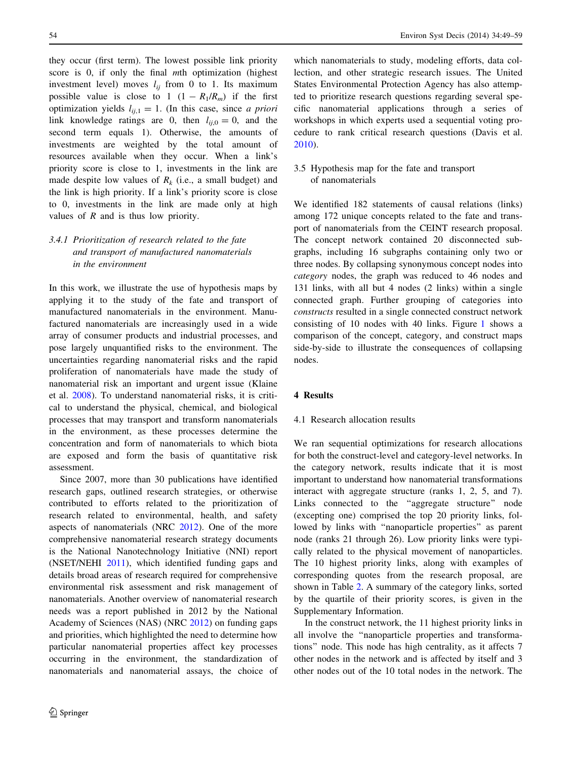they occur (first term). The lowest possible link priority score is 0, if only the final $m$th optimization (highest investment level) moves $l_{ij}$ from 0 to 1. Its maximum possible value is close to 1 ($1 - R_1/R_m$) if the first optimization yields $l_{ij,1} = 1$. (In this case, since *a priori* link knowledge ratings are 0, then $l_{ij,0} = 0$, and the second term equals 1). Otherwise, the amounts of investments are weighted by the total amount of resources available when they occur. When a link's priority score is close to 1, investments in the link are made despite low values of $R_k$ (i.e., a small budget) and the link is high priority. If a link's priority score is close to 0, investments in the link are made only at high values of $R$ and is thus low priority.

#### 3.4.1 Prioritization of research related to the fate and transport of manufactured nanomaterials in the environment

In this work, we illustrate the use of hypothesis maps by applying it to the study of the fate and transport of manufactured nanomaterials in the environment. Manufactured nanomaterials are increasingly used in a wide array of consumer products and industrial processes, and pose largely unquantified risks to the environment. The uncertainties regarding nanomaterial risks and the rapid proliferation of nanomaterials have made the study of nanomaterial risk an important and urgent issue (Klaine et al. 2008). To understand nanomaterial risks, it is critical to understand the physical, chemical, and biological processes that may transport and transform nanomaterials in the environment, as these processes determine the concentration and form of nanomaterials to which biota are exposed and form the basis of quantitative risk assessment.

Since 2007, more than 30 publications have identified research gaps, outlined research strategies, or otherwise contributed to efforts related to the prioritization of research related to environmental, health, and safety aspects of nanomaterials (NRC 2012). One of the more comprehensive nanomaterial research strategy documents is the National Nanotechnology Initiative (NNI) report (NSET/NEHI 2011), which identified funding gaps and details broad areas of research required for comprehensive environmental risk assessment and risk management of nanomaterials. Another overview of nanomaterial research needs was a report published in 2012 by the National Academy of Sciences (NAS) (NRC 2012) on funding gaps and priorities, which highlighted the need to determine how particular nanomaterial properties affect key processes occurring in the environment, the standardization of nanomaterials and nanomaterial assays, the choice of which nanomaterials to study, modeling efforts, data collection, and other strategic research issues. The United States Environmental Protection Agency has also attempted to prioritize research questions regarding several specific nanomaterial applications through a series of workshops in which experts used a sequential voting procedure to rank critical research questions (Davis et al. 2010).

### 3.5 Hypothesis map for the fate and transport of nanomaterials

We identified 182 statements of causal relations (links) among 172 unique concepts related to the fate and transport of nanomaterials from the CEINT research proposal. The concept network contained 20 disconnected subgraphs, including 16 subgraphs containing only two or three nodes. By collapsing synonymous concept nodes into *category* nodes, the graph was reduced to 46 nodes and 131 links, with all but 4 nodes (2 links) within a single connected graph. Further grouping of categories into *constructs* resulted in a single connected construct network consisting of 10 nodes with 40 links. Figure 1 shows a comparison of the concept, category, and construct maps side-by-side to illustrate the consequences of collapsing nodes.

## 4 Results

### 4.1 Research allocation results

We ran sequential optimizations for research allocations for both the construct-level and category-level networks. In the category network, results indicate that it is most important to understand how nanomaterial transformations interact with aggregate structure (ranks 1, 2, 5, and 7). Links connected to the "aggregate structure" node (excepting one) comprised the top 20 priority links, followed by links with "nanoparticle properties" as parent node (ranks 21 through 26). Low priority links were typically related to the physical movement of nanoparticles. The 10 highest priority links, along with examples of corresponding quotes from the research proposal, are shown in Table 2. A summary of the category links, sorted by the quartile of their priority scores, is given in the Supplementary Information.

In the construct network, the 11 highest priority links in all involve the "nanoparticle properties and transformations" node. This node has high centrality, as it affects 7 other nodes in the network and is affected by itself and 3 other nodes out of the 10 total nodes in the network. The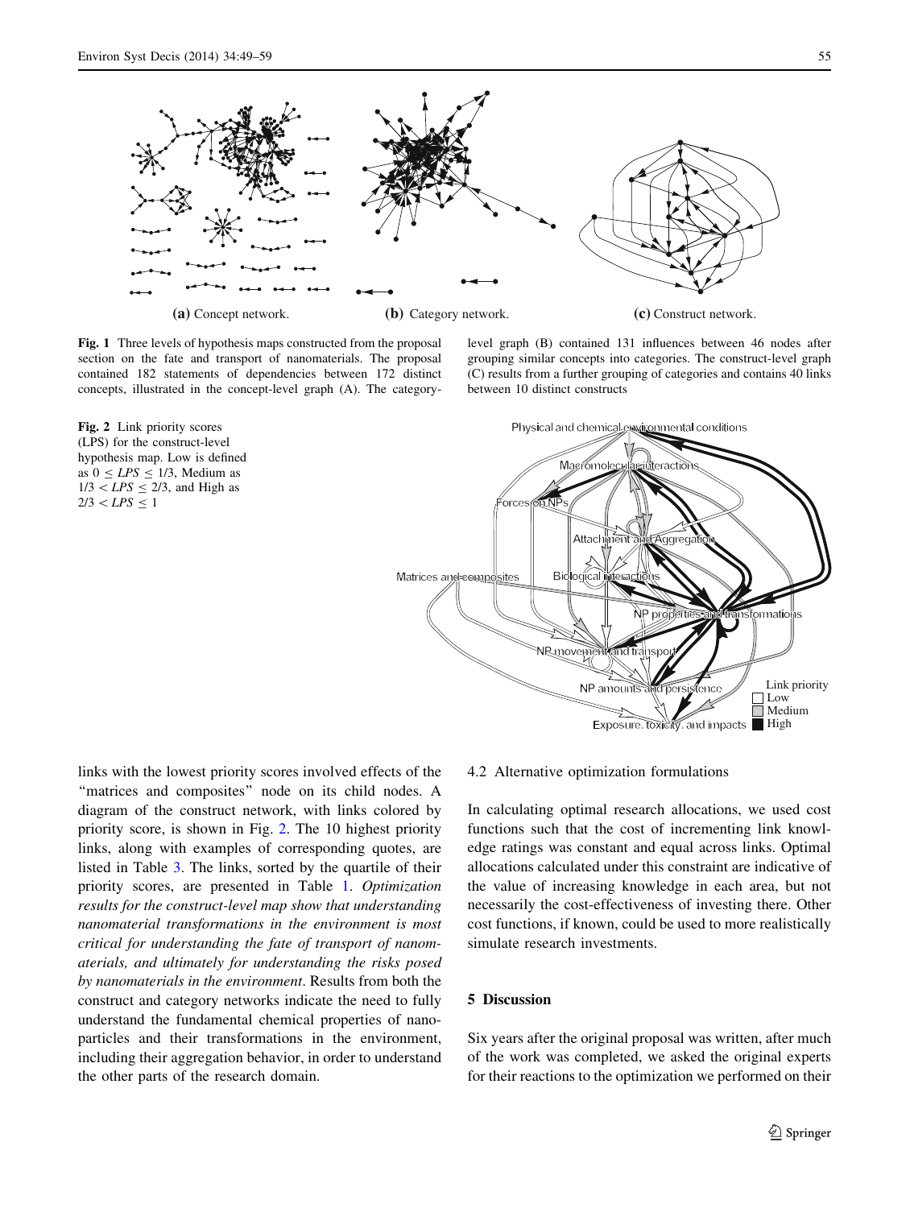(a) Concept network.

(b) Category network.

(c) Construct network.

**Fig. 1** Three levels of hypothesis maps constructed from the proposal section on the fate and transport of nanomaterials. The proposal contained 182 statements of dependencies between 172 distinct concepts, illustrated in the concept-level graph (A). The category-level graph (B) contained 131 influences between 46 nodes after grouping similar concepts into categories. The construct-level graph (C) results from a further grouping of categories and contains 40 links between 10 distinct constructs

**Fig. 2** Link priority scores (LPS) for the construct-level hypothesis map. Low is defined as $0 \leq LPS \leq 1/3$, Medium as $1/3 < LPS \leq 2/3$, and High as $2/3 < LPS \leq 1$

links with the lowest priority scores involved effects of the "matrices and composites" node on its child nodes. A diagram of the construct network, with links colored by priority score, is shown in Fig. 2. The 10 highest priority links, along with examples of corresponding quotes, are listed in Table 3. The links, sorted by the quartile of their priority scores, are presented in Table 1. *Optimization results for the construct-level map show that understanding nanomaterial transformations in the environment is most critical for understanding the fate of transport of nanomaterials, and ultimately for understanding the risks posed by nanomaterials in the environment*. Results from both the construct and category networks indicate the need to fully understand the fundamental chemical properties of nanoparticles and their transformations in the environment, including their aggregation behavior, in order to understand the other parts of the research domain.

### 4.2 Alternative optimization formulations

In calculating optimal research allocations, we used cost functions such that the cost of incrementing link knowledge ratings was constant and equal across links. Optimal allocations calculated under this constraint are indicative of the value of increasing knowledge in each area, but not necessarily the cost-effectiveness of investing there. Other cost functions, if known, could be used to more realistically simulate research investments.

## 5 Discussion

Six years after the original proposal was written, after much of the work was completed, we asked the original experts for their reactions to the optimization we performed on their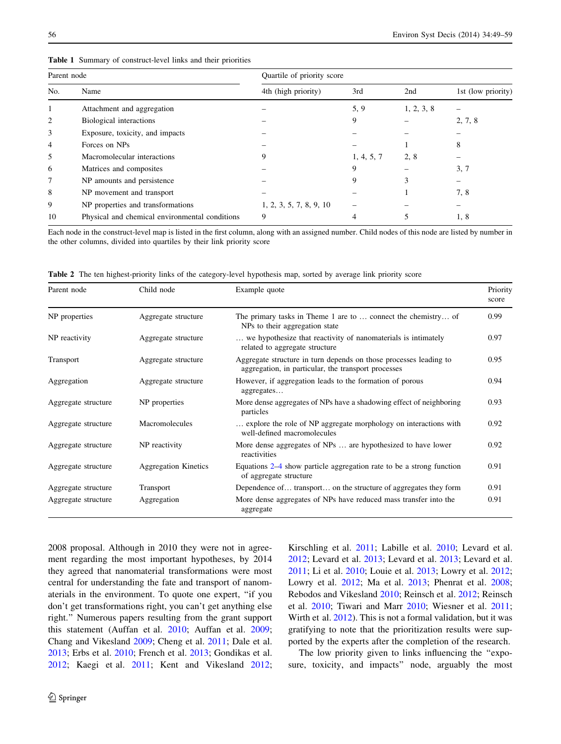**Table 1** Summary of construct-level links and their priorities

| Parent node | | Quartile of priority score | | | |
|---|---|---|---|---|---|
| No. | Name | 4th (high priority) | 3rd | 2nd | 1st (low priority) |
| 1 | Attachment and aggregation | – | 5, 9 | 1, 2, 3, 8 | – |
| 2 | Biological interactions | – | 9 | – | 2, 7, 8 |
| 3 | Exposure, toxicity, and impacts | – | – | – | – |
| 4 | Forces on NPs | – | – | 1 | 8 |
| 5 | Macromolecular interactions | 9 | 1, 4, 5, 7 | 2, 8 | – |
| 6 | Matrices and composites | – | 9 | – | 3, 7 |
| 7 | NP amounts and persistence | – | 9 | 3 | – |
| 8 | NP movement and transport | – | – | 1 | 7, 8 |
| 9 | NP properties and transformations | 1, 2, 3, 5, 7, 8, 9, 10 | – | – | – |
| 10 | Physical and chemical environmental conditions | 9 | 4 | 5 | 1, 8 |

Each node in the construct-level map is listed in the first column, along with an assigned number. Child nodes of this node are listed by number in the other columns, divided into quartiles by their link priority score

**Table 2** The ten highest-priority links of the category-level hypothesis map, sorted by average link priority score

| Parent node | Child node | Example quote | Priority score |
|---|---|---|---|
| NP properties | Aggregate structure | The primary tasks in Theme 1 are to … connect the chemistry… of NPs to their aggregation state | 0.99 |
| NP reactivity | Aggregate structure | … we hypothesize that reactivity of nanomaterials is intimately related to aggregate structure | 0.97 |
| Transport | Aggregate structure | Aggregate structure in turn depends on those processes leading to aggregation, in particular, the transport processes | 0.95 |
| Aggregation | Aggregate structure | However, if aggregation leads to the formation of porous aggregates… | 0.94 |
| Aggregate structure | NP properties | More dense aggregates of NPs have a shadowing effect of neighboring particles | 0.93 |
| Aggregate structure | Macromolecules | … explore the role of NP aggregate morphology on interactions with well-defined macromolecules | 0.92 |
| Aggregate structure | NP reactivity | More dense aggregates of NPs … are hypothesized to have lower reactivities | 0.92 |
| Aggregate structure | Aggregation Kinetics | Equations 2–4 show particle aggregation rate to be a strong function of aggregate structure | 0.91 |
| Aggregate structure | Transport | Dependence of… transport… on the structure of aggregates they form | 0.91 |
| Aggregate structure | Aggregation | More dense aggregates of NPs have reduced mass transfer into the aggregate | 0.91 |

2008 proposal. Although in 2010 they were not in agreement regarding the most important hypotheses, by 2014 they agreed that nanomaterial transformations were most central for understanding the fate and transport of nanomaterials in the environment. To quote one expert, "if you don't get transformations right, you can't get anything else right." Numerous papers resulting from the grant support this statement (Auffan et al. 2010; Auffan et al. 2009; Chang and Vikesland 2009; Cheng et al. 2011; Dale et al. 2013; Erbs et al. 2010; French et al. 2013; Gondikas et al. 2012; Kaegi et al. 2011; Kent and Vikesland 2012; Kirschling et al. 2011; Labille et al. 2010; Levard et al. 2012; Levard et al. 2013; Levard et al. 2013; Levard et al. 2011; Li et al. 2010; Louie et al. 2013; Lowry et al. 2012; Lowry et al. 2012; Ma et al. 2013; Phenrat et al. 2008; Rebodos and Vikesland 2010; Reinsch et al. 2012; Reinsch et al. 2010; Tiwari and Marr 2010; Wiesner et al. 2011; Wirth et al. 2012). This is not a formal validation, but it was gratifying to note that the prioritization results were supported by the experts after the completion of the research.

The low priority given to links influencing the "exposure, toxicity, and impacts" node, arguably the most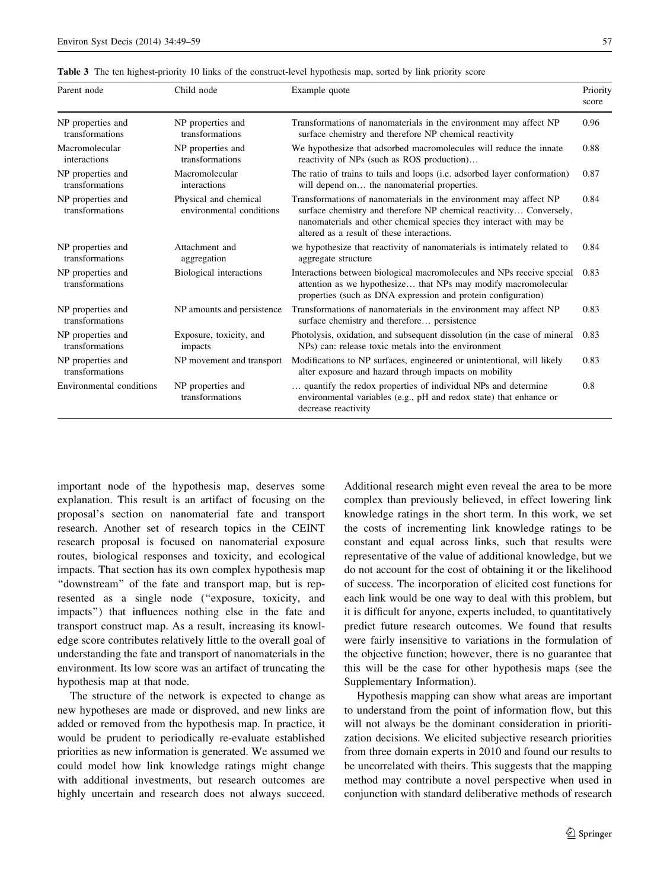Table 3 The ten highest-priority 10 links of the construct-level hypothesis map, sorted by link priority score

| Parent node | Child node | Example quote | Priority score |
|---|---|---|---|
| NP properties and transformations | NP properties and transformations | Transformations of nanomaterials in the environment may affect NP surface chemistry and therefore NP chemical reactivity | 0.96 |
| Macromolecular interactions | NP properties and transformations | We hypothesize that adsorbed macromolecules will reduce the innate reactivity of NPs (such as ROS production)… | 0.88 |
| NP properties and transformations | Macromolecular interactions | The ratio of trains to tails and loops (i.e. adsorbed layer conformation) will depend on… the nanomaterial properties. | 0.87 |
| NP properties and transformations | Physical and chemical environmental conditions | Transformations of nanomaterials in the environment may affect NP surface chemistry and therefore NP chemical reactivity… Conversely, nanomaterials and other chemical species they interact with may be altered as a result of these interactions. | 0.84 |
| NP properties and transformations | Attachment and aggregation | we hypothesize that reactivity of nanomaterials is intimately related to aggregate structure | 0.84 |
| NP properties and transformations | Biological interactions | Interactions between biological macromolecules and NPs receive special attention as we hypothesize… that NPs may modify macromolecular properties (such as DNA expression and protein configuration) | 0.83 |
| NP properties and transformations | NP amounts and persistence | Transformations of nanomaterials in the environment may affect NP surface chemistry and therefore… persistence | 0.83 |
| NP properties and transformations | Exposure, toxicity, and impacts | Photolysis, oxidation, and subsequent dissolution (in the case of mineral NPs) can: release toxic metals into the environment | 0.83 |
| NP properties and transformations | NP movement and transport | Modifications to NP surfaces, engineered or unintentional, will likely alter exposure and hazard through impacts on mobility | 0.83 |
| Environmental conditions | NP properties and transformations | … quantify the redox properties of individual NPs and determine environmental variables (e.g., pH and redox state) that enhance or decrease reactivity | 0.8 |

important node of the hypothesis map, deserves some explanation. This result is an artifact of focusing on the proposal's section on nanomaterial fate and transport research. Another set of research topics in the CEINT research proposal is focused on nanomaterial exposure routes, biological responses and toxicity, and ecological impacts. That section has its own complex hypothesis map "downstream" of the fate and transport map, but is represented as a single node ("exposure, toxicity, and impacts") that influences nothing else in the fate and transport construct map. As a result, increasing its knowledge score contributes relatively little to the overall goal of understanding the fate and transport of nanomaterials in the environment. Its low score was an artifact of truncating the hypothesis map at that node.

The structure of the network is expected to change as new hypotheses are made or disproved, and new links are added or removed from the hypothesis map. In practice, it would be prudent to periodically re-evaluate established priorities as new information is generated. We assumed we could model how link knowledge ratings might change with additional investments, but research outcomes are highly uncertain and research does not always succeed. Additional research might even reveal the area to be more complex than previously believed, in effect lowering link knowledge ratings in the short term. In this work, we set the costs of incrementing link knowledge ratings to be constant and equal across links, such that results were representative of the value of additional knowledge, but we do not account for the cost of obtaining it or the likelihood of success. The incorporation of elicited cost functions for each link would be one way to deal with this problem, but it is difficult for anyone, experts included, to quantitatively predict future research outcomes. We found that results were fairly insensitive to variations in the formulation of the objective function; however, there is no guarantee that this will be the case for other hypothesis maps (see the Supplementary Information).

Hypothesis mapping can show what areas are important to understand from the point of information flow, but this will not always be the dominant consideration in prioritization decisions. We elicited subjective research priorities from three domain experts in 2010 and found our results to be uncorrelated with theirs. This suggests that the mapping method may contribute a novel perspective when used in conjunction with standard deliberative methods of research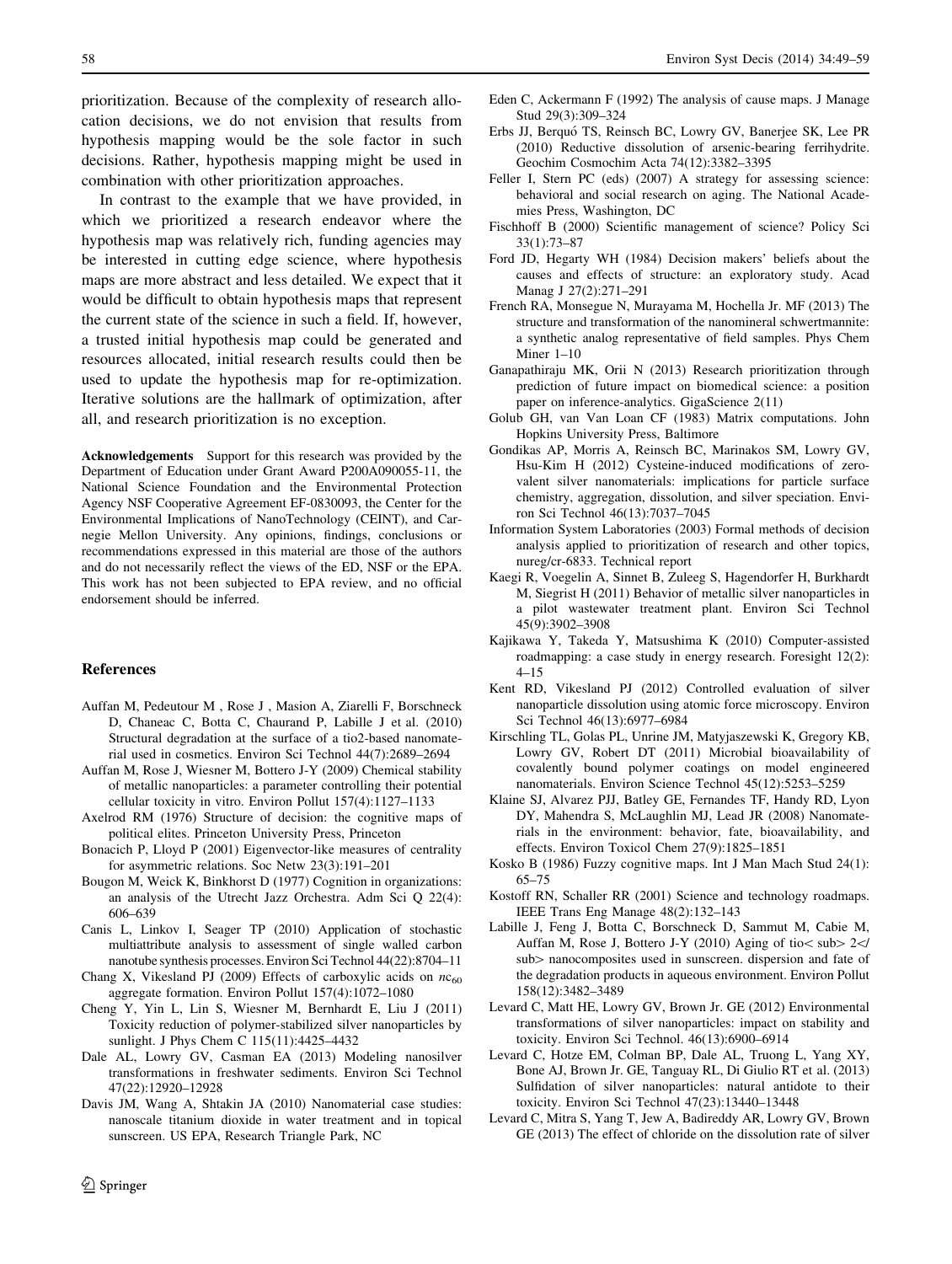prioritization. Because of the complexity of research allocation decisions, we do not envision that results from hypothesis mapping would be the sole factor in such decisions. Rather, hypothesis mapping might be used in combination with other prioritization approaches.

In contrast to the example that we have provided, in which we prioritized a research endeavor where the hypothesis map was relatively rich, funding agencies may be interested in cutting edge science, where hypothesis maps are more abstract and less detailed. We expect that it would be difficult to obtain hypothesis maps that represent the current state of the science in such a field. If, however, a trusted initial hypothesis map could be generated and resources allocated, initial research results could then be used to update the hypothesis map for re-optimization. Iterative solutions are the hallmark of optimization, after all, and research prioritization is no exception.

**Acknowledgements** Support for this research was provided by the Department of Education under Grant Award P200A090055-11, the National Science Foundation and the Environmental Protection Agency NSF Cooperative Agreement EF-0830093, the Center for the Environmental Implications of NanoTechnology (CEINT), and Carnegie Mellon University. Any opinions, findings, conclusions or recommendations expressed in this material are those of the authors and do not necessarily reflect the views of the ED, NSF or the EPA. This work has not been subjected to EPA review, and no official endorsement should be inferred.

## References

- Auffan M, Pedeutour M , Rose J , Masion A, Ziarelli F, Borschneck D, Chaneac C, Botta C, Chaurand P, Labille J et al. (2010) Structural degradation at the surface of a tio2-based nanomaterial used in cosmetics. Environ Sci Technol 44(7):2689–2694
- Auffan M, Rose J, Wiesner M, Bottero J-Y (2009) Chemical stability of metallic nanoparticles: a parameter controlling their potential cellular toxicity in vitro. Environ Pollut 157(4):1127–1133
- Axelrod RM (1976) Structure of decision: the cognitive maps of political elites. Princeton University Press, Princeton
- Bonacich P, Lloyd P (2001) Eigenvector-like measures of centrality for asymmetric relations. Soc Netw 23(3):191–201
- Bougon M, Weick K, Binkhorst D (1977) Cognition in organizations: an analysis of the Utrecht Jazz Orchestra. Adm Sci Q 22(4): 606–639
- Canis L, Linkov I, Seager TP (2010) Application of stochastic multiattribute analysis to assessment of single walled carbon nanotube synthesis processes. Environ Sci Technol 44(22):8704–11
- Chang X, Vikesland PJ (2009) Effects of carboxylic acids on $nc_{60}$ aggregate formation. Environ Pollut 157(4):1072–1080
- Cheng Y, Yin L, Lin S, Wiesner M, Bernhardt E, Liu J (2011) Toxicity reduction of polymer-stabilized silver nanoparticles by sunlight. J Phys Chem C 115(11):4425–4432
- Dale AL, Lowry GV, Casman EA (2013) Modeling nanosilver transformations in freshwater sediments. Environ Sci Technol 47(22):12920–12928
- Davis JM, Wang A, Shtakin JA (2010) Nanomaterial case studies: nanoscale titanium dioxide in water treatment and in topical sunscreen. US EPA, Research Triangle Park, NC
- Eden C, Ackermann F (1992) The analysis of cause maps. J Manage Stud 29(3):309–324
- Erbs JJ, Berquó TS, Reinsch BC, Lowry GV, Banerjee SK, Lee PR (2010) Reductive dissolution of arsenic-bearing ferrihydrite. Geochim Cosmochim Acta 74(12):3382–3395
- Feller I, Stern PC (eds) (2007) A strategy for assessing science: behavioral and social research on aging. The National Academies Press, Washington, DC
- Fischhoff B (2000) Scientific management of science? Policy Sci 33(1):73–87
- Ford JD, Hegarty WH (1984) Decision makers' beliefs about the causes and effects of structure: an exploratory study. Acad Manag J 27(2):271–291
- French RA, Monsegue N, Murayama M, Hochella Jr. MF (2013) The structure and transformation of the nanomineral schwertmannite: a synthetic analog representative of field samples. Phys Chem Miner 1–10
- Ganapathiraju MK, Orii N (2013) Research prioritization through prediction of future impact on biomedical science: a position paper on inference-analytics. GigaScience 2(11)
- Golub GH, van Van Loan CF (1983) Matrix computations. John Hopkins University Press, Baltimore
- Gondikas AP, Morris A, Reinsch BC, Marinakos SM, Lowry GV, Hsu-Kim H (2012) Cysteine-induced modifications of zero-valent silver nanomaterials: implications for particle surface chemistry, aggregation, dissolution, and silver speciation. Environ Sci Technol 46(13):7037–7045
- Information System Laboratories (2003) Formal methods of decision analysis applied to prioritization of research and other topics, nureg/cr-6833. Technical report
- Kaegi R, Voegelin A, Sinnet B, Zuleeg S, Hagendorfer H, Burkhardt M, Siegrist H (2011) Behavior of metallic silver nanoparticles in a pilot wastewater treatment plant. Environ Sci Technol 45(9):3902–3908
- Kajikawa Y, Takeda Y, Matsushima K (2010) Computer-assisted roadmapping: a case study in energy research. Foresight 12(2): 4–15
- Kent RD, Vikesland PJ (2012) Controlled evaluation of silver nanoparticle dissolution using atomic force microscopy. Environ Sci Technol 46(13):6977–6984
- Kirschling TL, Golas PL, Unrine JM, Matyjaszewski K, Gregory KB, Lowry GV, Robert DT (2011) Microbial bioavailability of covalently bound polymer coatings on model engineered nanomaterials. Environ Science Technol 45(12):5253–5259
- Klaine SJ, Alvarez PJJ, Batley GE, Fernandes TF, Handy RD, Lyon DY, Mahendra S, McLaughlin MJ, Lead JR (2008) Nanomaterials in the environment: behavior, fate, bioavailability, and effects. Environ Toxicol Chem 27(9):1825–1851
- Kosko B (1986) Fuzzy cognitive maps. Int J Man Mach Stud 24(1): 65–75
- Kostoff RN, Schaller RR (2001) Science and technology roadmaps. IEEE Trans Eng Manage 48(2):132–143
- Labille J, Feng J, Botta C, Borschneck D, Sammut M, Cabie M, Auffan M, Rose J, Bottero J-Y (2010) Aging of tio< sub> 2</ sub> nanocomposites used in sunscreen. dispersion and fate of the degradation products in aqueous environment. Environ Pollut 158(12):3482–3489
- Levard C, Matt HE, Lowry GV, Brown Jr. GE (2012) Environmental transformations of silver nanoparticles: impact on stability and toxicity. Environ Sci Technol. 46(13):6900–6914
- Levard C, Hotze EM, Colman BP, Dale AL, Truong L, Yang XY, Bone AJ, Brown Jr. GE, Tanguay RL, Di Giulio RT et al. (2013) Sulfidation of silver nanoparticles: natural antidote to their toxicity. Environ Sci Technol 47(23):13440–13448
- Levard C, Mitra S, Yang T, Jew A, Badireddy AR, Lowry GV, Brown GE (2013) The effect of chloride on the dissolution rate of silver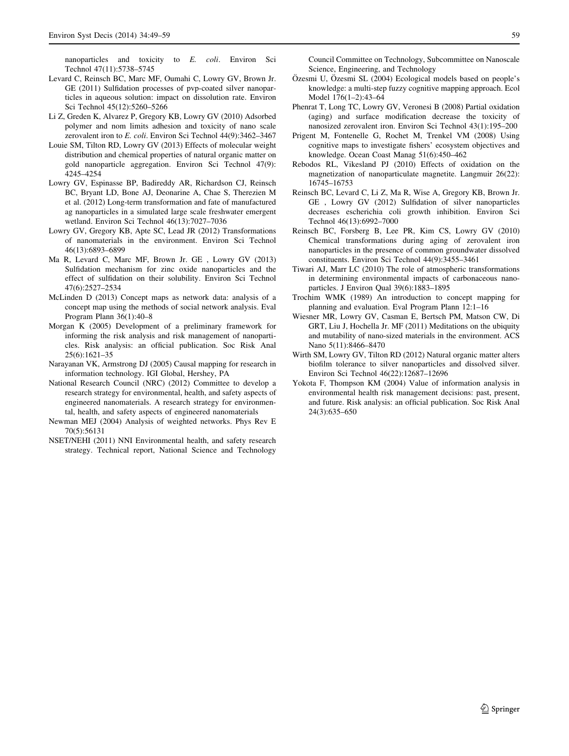nanoparticles and toxicity to *E. coli*. Environ Sci Technol 47(11):5738–5745

Levard C, Reinsch BC, Marc MF, Oumahi C, Lowry GV, Brown Jr. GE (2011) Sulfidation processes of pvp-coated silver nanoparticles in aqueous solution: impact on dissolution rate. Environ Sci Technol 45(12):5260–5266

Li Z, Greden K, Alvarez P, Gregory KB, Lowry GV (2010) Adsorbed polymer and nom limits adhesion and toxicity of nano scale zerovalent iron to *E. coli*. Environ Sci Technol 44(9):3462–3467

Louie SM, Tilton RD, Lowry GV (2013) Effects of molecular weight distribution and chemical properties of natural organic matter on gold nanoparticle aggregation. Environ Sci Technol 47(9): 4245–4254

Lowry GV, Espinasse BP, Badireddy AR, Richardson CJ, Reinsch BC, Bryant LD, Bone AJ, Deonarine A, Chae S, Therezien M et al. (2012) Long-term transformation and fate of manufactured ag nanoparticles in a simulated large scale freshwater emergent wetland. Environ Sci Technol 46(13):7027–7036

Lowry GV, Gregory KB, Apte SC, Lead JR (2012) Transformations of nanomaterials in the environment. Environ Sci Technol 46(13):6893–6899

Ma R, Levard C, Marc MF, Brown Jr. GE , Lowry GV (2013) Sulfidation mechanism for zinc oxide nanoparticles and the effect of sulfidation on their solubility. Environ Sci Technol 47(6):2527–2534

McLinden D (2013) Concept maps as network data: analysis of a concept map using the methods of social network analysis. Eval Program Plann 36(1):40–8

Morgan K (2005) Development of a preliminary framework for informing the risk analysis and risk management of nanoparticles. Risk analysis: an official publication. Soc Risk Anal 25(6):1621–35

Narayanan VK, Armstrong DJ (2005) Causal mapping for research in information technology. IGI Global, Hershey, PA

National Research Council (NRC) (2012) Committee to develop a research strategy for environmental, health, and safety aspects of engineered nanomaterials. A research strategy for environmental, health, and safety aspects of engineered nanomaterials

Newman MEJ (2004) Analysis of weighted networks. Phys Rev E 70(5):56131

NSET/NEHI (2011) NNI Environmental health, and safety research strategy. Technical report, National Science and Technology Council Committee on Technology, Subcommittee on Nanoscale Science, Engineering, and Technology

Özesmi U, Özesmi SL (2004) Ecological models based on people's knowledge: a multi-step fuzzy cognitive mapping approach. Ecol Model 176(1–2):43–64

Phenrat T, Long TC, Lowry GV, Veronesi B (2008) Partial oxidation (aging) and surface modification decrease the toxicity of nanosized zerovalent iron. Environ Sci Technol 43(1):195–200

Prigent M, Fontenelle G, Rochet M, Trenkel VM (2008) Using cognitive maps to investigate fishers' ecosystem objectives and knowledge. Ocean Coast Manag 51(6):450–462

Rebodos RL, Vikesland PJ (2010) Effects of oxidation on the magnetization of nanoparticulate magnetite. Langmuir 26(22): 16745–16753

Reinsch BC, Levard C, Li Z, Ma R, Wise A, Gregory KB, Brown Jr. GE , Lowry GV (2012) Sulfidation of silver nanoparticles decreases escherichia coli growth inhibition. Environ Sci Technol 46(13):6992–7000

Reinsch BC, Forsberg B, Lee PR, Kim CS, Lowry GV (2010) Chemical transformations during aging of zerovalent iron nanoparticles in the presence of common groundwater dissolved constituents. Environ Sci Technol 44(9):3455–3461

Tiwari AJ, Marr LC (2010) The role of atmospheric transformations in determining environmental impacts of carbonaceous nanoparticles. J Environ Qual 39(6):1883–1895

Trochim WMK (1989) An introduction to concept mapping for planning and evaluation. Eval Program Plann 12:1–16

Wiesner MR, Lowry GV, Casman E, Bertsch PM, Matson CW, Di GRT, Liu J, Hochella Jr. MF (2011) Meditations on the ubiquity and mutability of nano-sized materials in the environment. ACS Nano 5(11):8466–8470

Wirth SM, Lowry GV, Tilton RD (2012) Natural organic matter alters biofilm tolerance to silver nanoparticles and dissolved silver. Environ Sci Technol 46(22):12687–12696

Yokota F, Thompson KM (2004) Value of information analysis in environmental health risk management decisions: past, present, and future. Risk analysis: an official publication. Soc Risk Anal 24(3):635–650